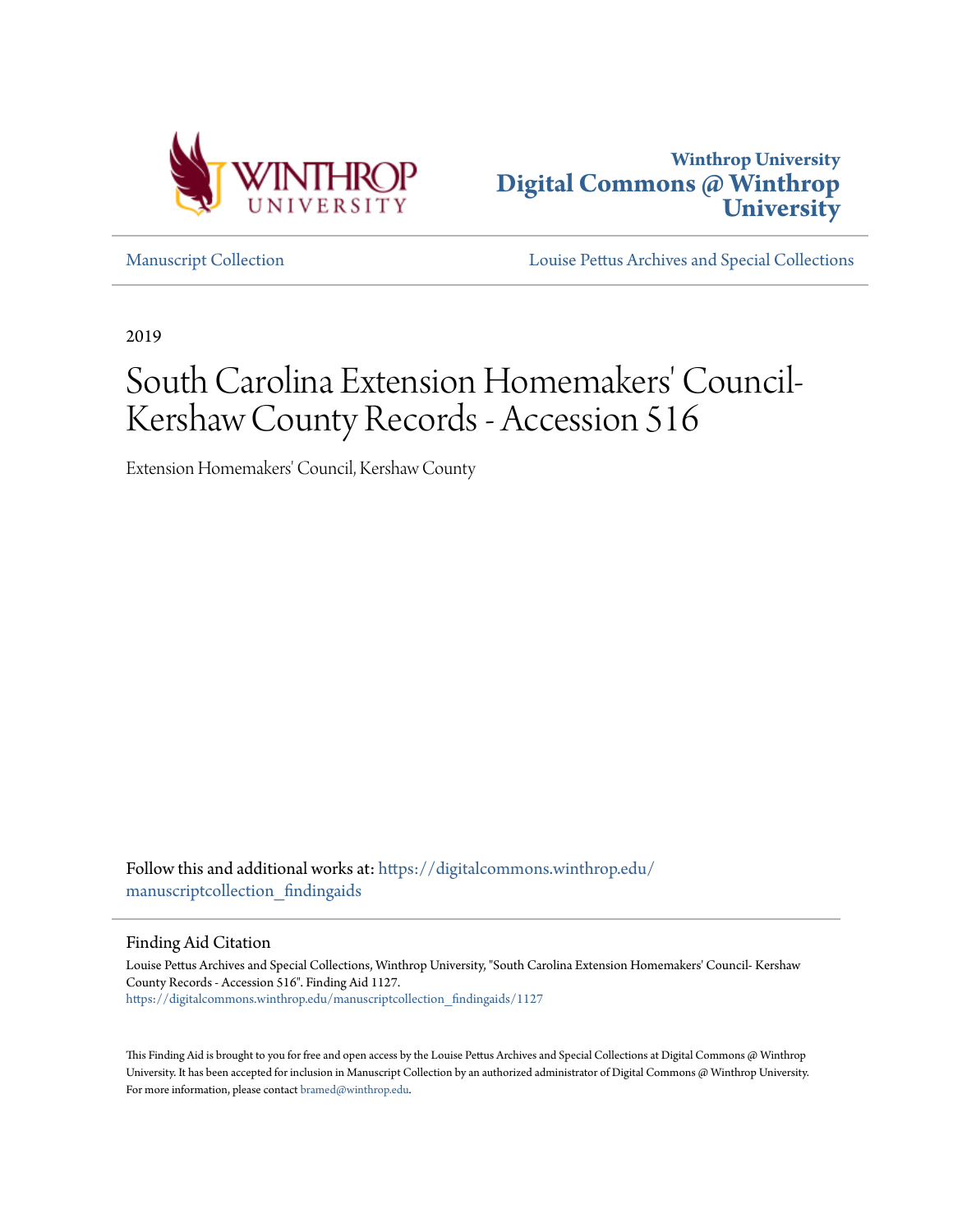Winthrop University

# Digital Commons @ Winthrop University

Manuscript Collection

Louise Pettus Archives and Special Collections

2019

# South Carolina Extension Homemakers' Council-Kershaw County Records - Accession 516

Extension Homemakers' Council, Kershaw County

Follow this and additional works at: https://digitalcommons.winthrop.edu/manuscriptcollection_findingaids

## Finding Aid Citation

Louise Pettus Archives and Special Collections, Winthrop University, "South Carolina Extension Homemakers' Council- Kershaw County Records - Accession 516". Finding Aid 1127.
https://digitalcommons.winthrop.edu/manuscriptcollection_findingaids/1127

This Finding Aid is brought to you for free and open access by the Louise Pettus Archives and Special Collections at Digital Commons @ Winthrop University. It has been accepted for inclusion in Manuscript Collection by an authorized administrator of Digital Commons @ Winthrop University. For more information, please contact bramed@winthrop.edu.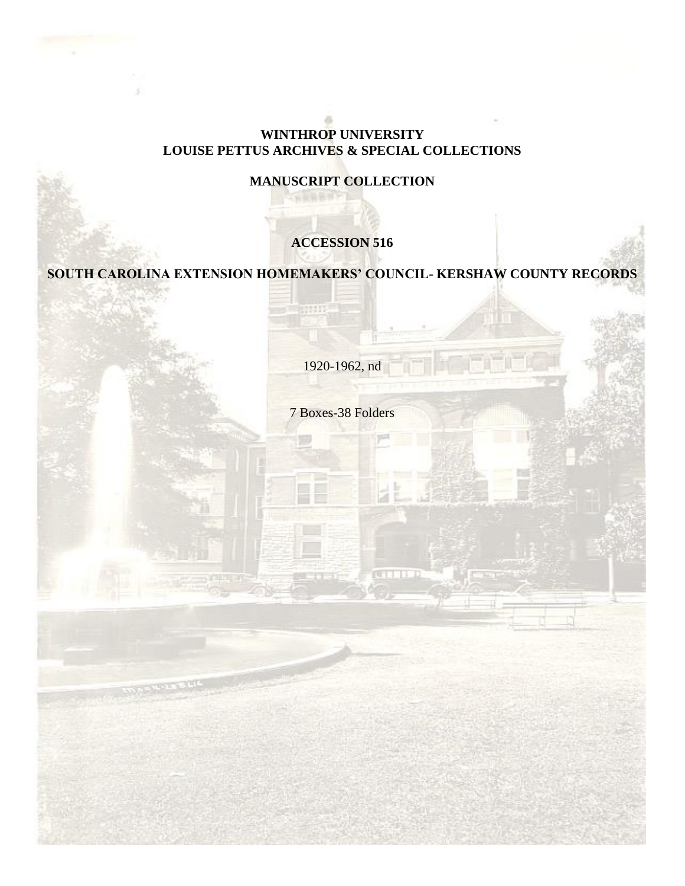**WINTHROP UNIVERSITY**
**LOUISE PETTUS ARCHIVES & SPECIAL COLLECTIONS**

**MANUSCRIPT COLLECTION**

# ACCESSION 516

# SOUTH CAROLINA EXTENSION HOMEMAKERS' COUNCIL- KERSHAW COUNTY RECORDS

1920-1962, nd

7 Boxes-38 Folders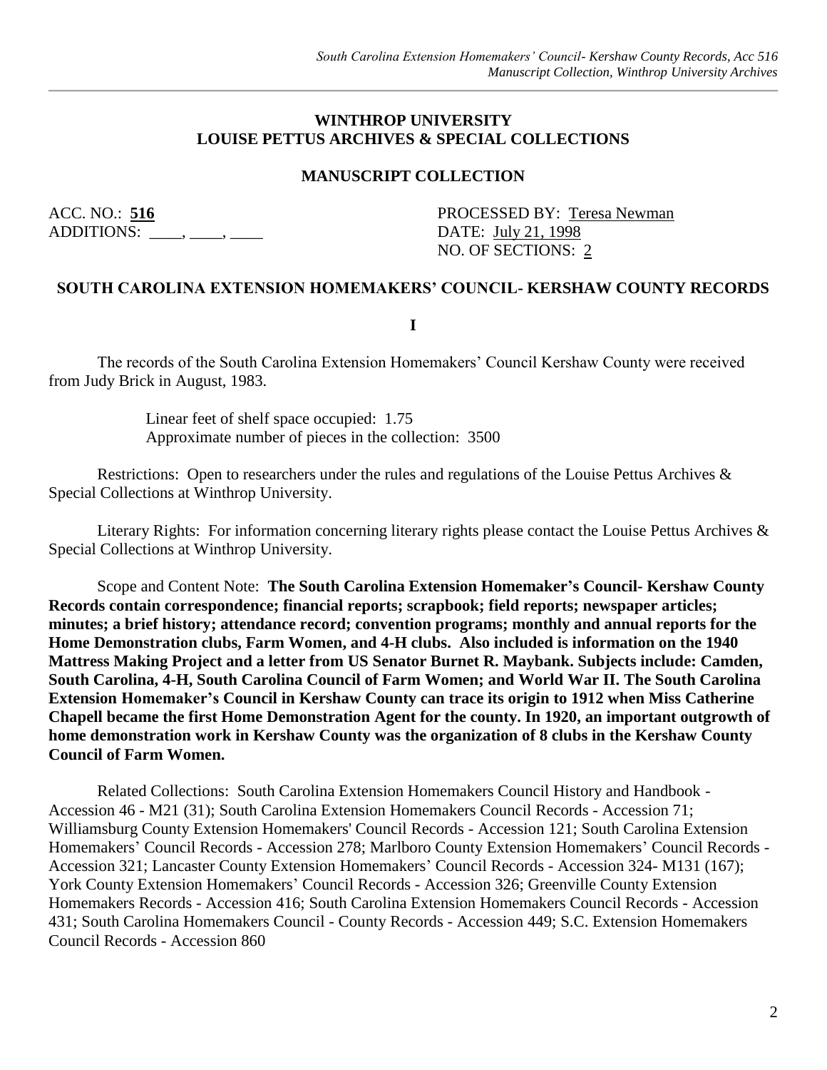**WINTHROP UNIVERSITY**
**LOUISE PETTUS ARCHIVES & SPECIAL COLLECTIONS**

**MANUSCRIPT COLLECTION**

ACC. NO.: **516**
ADDITIONS: ____, ____, ____

PROCESSED BY: Teresa Newman
DATE: July 21, 1998
NO. OF SECTIONS: 2

## SOUTH CAROLINA EXTENSION HOMEMAKERS' COUNCIL- KERSHAW COUNTY RECORDS

**I**

The records of the South Carolina Extension Homemakers' Council Kershaw County were received from Judy Brick in August, 1983.

Linear feet of shelf space occupied: 1.75
Approximate number of pieces in the collection: 3500

Restrictions: Open to researchers under the rules and regulations of the Louise Pettus Archives & Special Collections at Winthrop University.

Literary Rights: For information concerning literary rights please contact the Louise Pettus Archives & Special Collections at Winthrop University.

Scope and Content Note: **The South Carolina Extension Homemaker's Council- Kershaw County Records contain correspondence; financial reports; scrapbook; field reports; newspaper articles; minutes; a brief history; attendance record; convention programs; monthly and annual reports for the Home Demonstration clubs, Farm Women, and 4-H clubs. Also included is information on the 1940 Mattress Making Project and a letter from US Senator Burnet R. Maybank. Subjects include: Camden, South Carolina, 4-H, South Carolina Council of Farm Women; and World War II. The South Carolina Extension Homemaker's Council in Kershaw County can trace its origin to 1912 when Miss Catherine Chapell became the first Home Demonstration Agent for the county. In 1920, an important outgrowth of home demonstration work in Kershaw County was the organization of 8 clubs in the Kershaw County Council of Farm Women.**

Related Collections: South Carolina Extension Homemakers Council History and Handbook - Accession 46 - M21 (31); South Carolina Extension Homemakers Council Records - Accession 71; Williamsburg County Extension Homemakers' Council Records - Accession 121; South Carolina Extension Homemakers' Council Records - Accession 278; Marlboro County Extension Homemakers' Council Records - Accession 321; Lancaster County Extension Homemakers' Council Records - Accession 324- M131 (167); York County Extension Homemakers' Council Records - Accession 326; Greenville County Extension Homemakers Records - Accession 416; South Carolina Extension Homemakers Council Records - Accession 431; South Carolina Homemakers Council - County Records - Accession 449; S.C. Extension Homemakers Council Records - Accession 860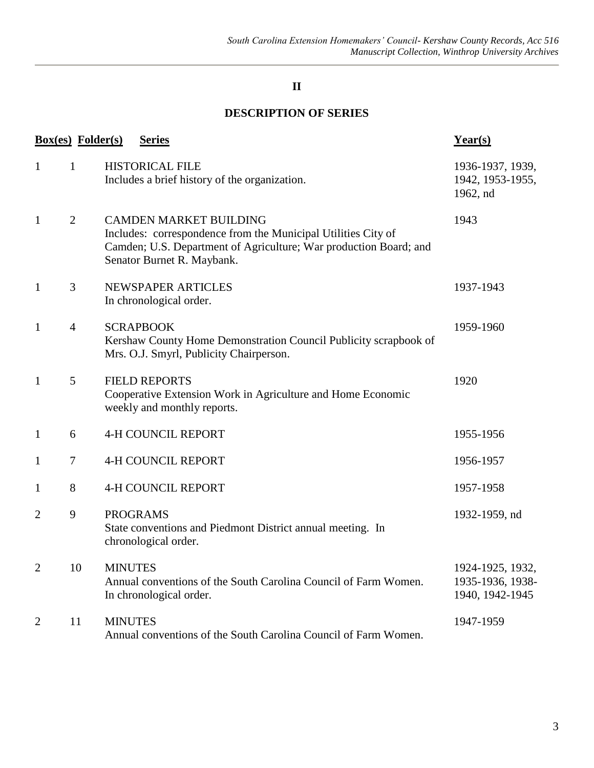## II

## DESCRIPTION OF SERIES

| Box(es) | Folder(s) | Series | Year(s) |
|---|---|---|---|
| 1 | 1 | HISTORICAL FILE<br>Includes a brief history of the organization. | 1936-1937, 1939, 1942, 1953-1955, 1962, nd |
| 1 | 2 | CAMDEN MARKET BUILDING<br>Includes: correspondence from the Municipal Utilities City of Camden; U.S. Department of Agriculture; War production Board; and Senator Burnet R. Maybank. | 1943 |
| 1 | 3 | NEWSPAPER ARTICLES<br>In chronological order. | 1937-1943 |
| 1 | 4 | SCRAPBOOK<br>Kershaw County Home Demonstration Council Publicity scrapbook of Mrs. O.J. Smyrl, Publicity Chairperson. | 1959-1960 |
| 1 | 5 | FIELD REPORTS<br>Cooperative Extension Work in Agriculture and Home Economic weekly and monthly reports. | 1920 |
| 1 | 6 | 4-H COUNCIL REPORT | 1955-1956 |
| 1 | 7 | 4-H COUNCIL REPORT | 1956-1957 |
| 1 | 8 | 4-H COUNCIL REPORT | 1957-1958 |
| 2 | 9 | PROGRAMS<br>State conventions and Piedmont District annual meeting. In chronological order. | 1932-1959, nd |
| 2 | 10 | MINUTES<br>Annual conventions of the South Carolina Council of Farm Women. In chronological order. | 1924-1925, 1932, 1935-1936, 1938-1940, 1942-1945 |
| 2 | 11 | MINUTES<br>Annual conventions of the South Carolina Council of Farm Women. | 1947-1959 |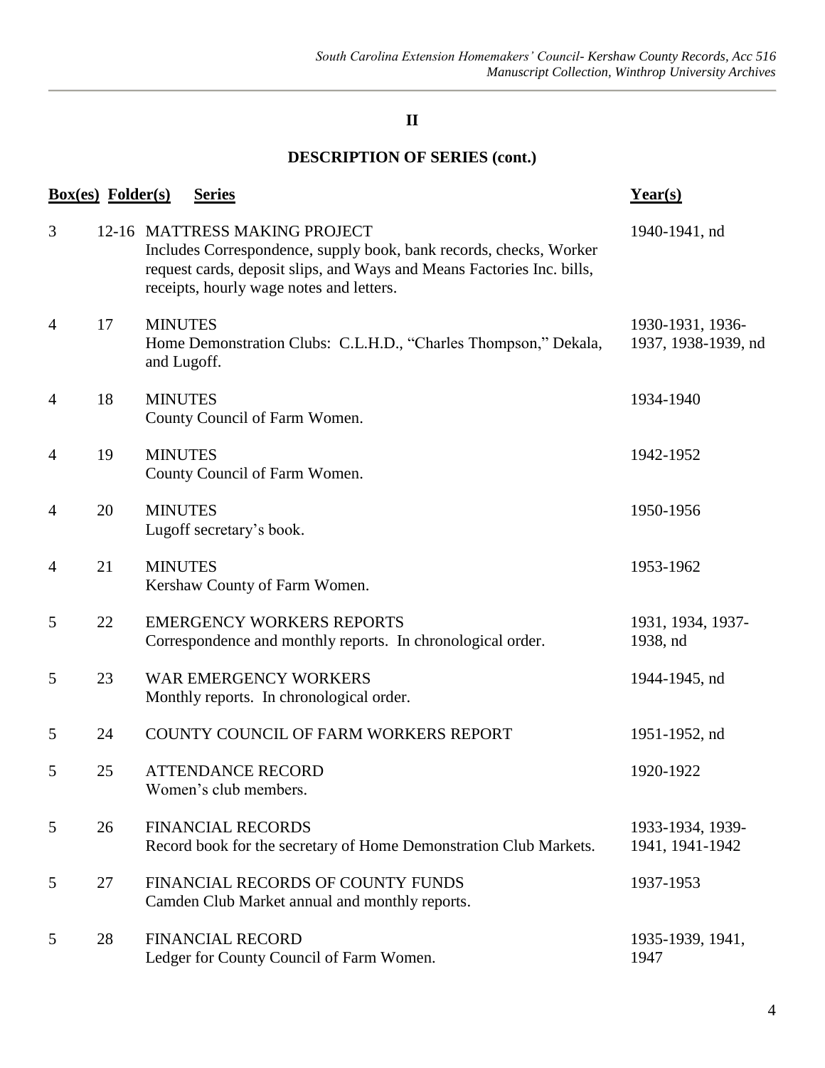## II

## DESCRIPTION OF SERIES (cont.)

| Box(es) | Folder(s) | Series | Year(s) |
|---|---|---|---|
| 3 | 12-16 | MATTRESS MAKING PROJECT<br>Includes Correspondence, supply book, bank records, checks, Worker request cards, deposit slips, and Ways and Means Factories Inc. bills, receipts, hourly wage notes and letters. | 1940-1941, nd |
| 4 | 17 | MINUTES<br>Home Demonstration Clubs: C.L.H.D., "Charles Thompson," Dekala, and Lugoff. | 1930-1931, 1936-1937, 1938-1939, nd |
| 4 | 18 | MINUTES<br>County Council of Farm Women. | 1934-1940 |
| 4 | 19 | MINUTES<br>County Council of Farm Women. | 1942-1952 |
| 4 | 20 | MINUTES<br>Lugoff secretary's book. | 1950-1956 |
| 4 | 21 | MINUTES<br>Kershaw County of Farm Women. | 1953-1962 |
| 5 | 22 | EMERGENCY WORKERS REPORTS<br>Correspondence and monthly reports. In chronological order. | 1931, 1934, 1937-1938, nd |
| 5 | 23 | WAR EMERGENCY WORKERS<br>Monthly reports. In chronological order. | 1944-1945, nd |
| 5 | 24 | COUNTY COUNCIL OF FARM WORKERS REPORT | 1951-1952, nd |
| 5 | 25 | ATTENDANCE RECORD<br>Women's club members. | 1920-1922 |
| 5 | 26 | FINANCIAL RECORDS<br>Record book for the secretary of Home Demonstration Club Markets. | 1933-1934, 1939-1941, 1941-1942 |
| 5 | 27 | FINANCIAL RECORDS OF COUNTY FUNDS<br>Camden Club Market annual and monthly reports. | 1937-1953 |
| 5 | 28 | FINANCIAL RECORD<br>Ledger for County Council of Farm Women. | 1935-1939, 1941, 1947 |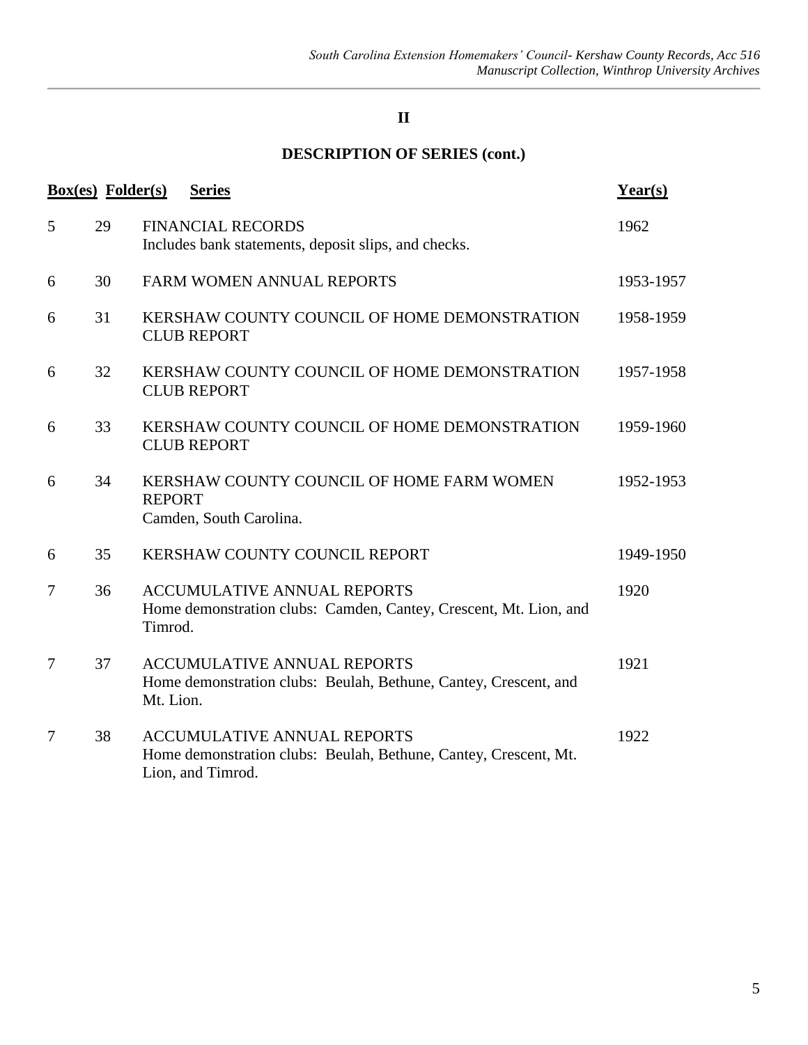## II

## DESCRIPTION OF SERIES (cont.)

| Box(es) | Folder(s) | Series | Year(s) |
|---|---|---|---|
| 5 | 29 | FINANCIAL RECORDS<br>Includes bank statements, deposit slips, and checks. | 1962 |
| 6 | 30 | FARM WOMEN ANNUAL REPORTS | 1953-1957 |
| 6 | 31 | KERSHAW COUNTY COUNCIL OF HOME DEMONSTRATION CLUB REPORT | 1958-1959 |
| 6 | 32 | KERSHAW COUNTY COUNCIL OF HOME DEMONSTRATION CLUB REPORT | 1957-1958 |
| 6 | 33 | KERSHAW COUNTY COUNCIL OF HOME DEMONSTRATION CLUB REPORT | 1959-1960 |
| 6 | 34 | KERSHAW COUNTY COUNCIL OF HOME FARM WOMEN REPORT<br>Camden, South Carolina. | 1952-1953 |
| 6 | 35 | KERSHAW COUNTY COUNCIL REPORT | 1949-1950 |
| 7 | 36 | ACCUMULATIVE ANNUAL REPORTS<br>Home demonstration clubs: Camden, Cantey, Crescent, Mt. Lion, and Timrod. | 1920 |
| 7 | 37 | ACCUMULATIVE ANNUAL REPORTS<br>Home demonstration clubs: Beulah, Bethune, Cantey, Crescent, and Mt. Lion. | 1921 |
| 7 | 38 | ACCUMULATIVE ANNUAL REPORTS<br>Home demonstration clubs: Beulah, Bethune, Cantey, Crescent, Mt. Lion, and Timrod. | 1922 |